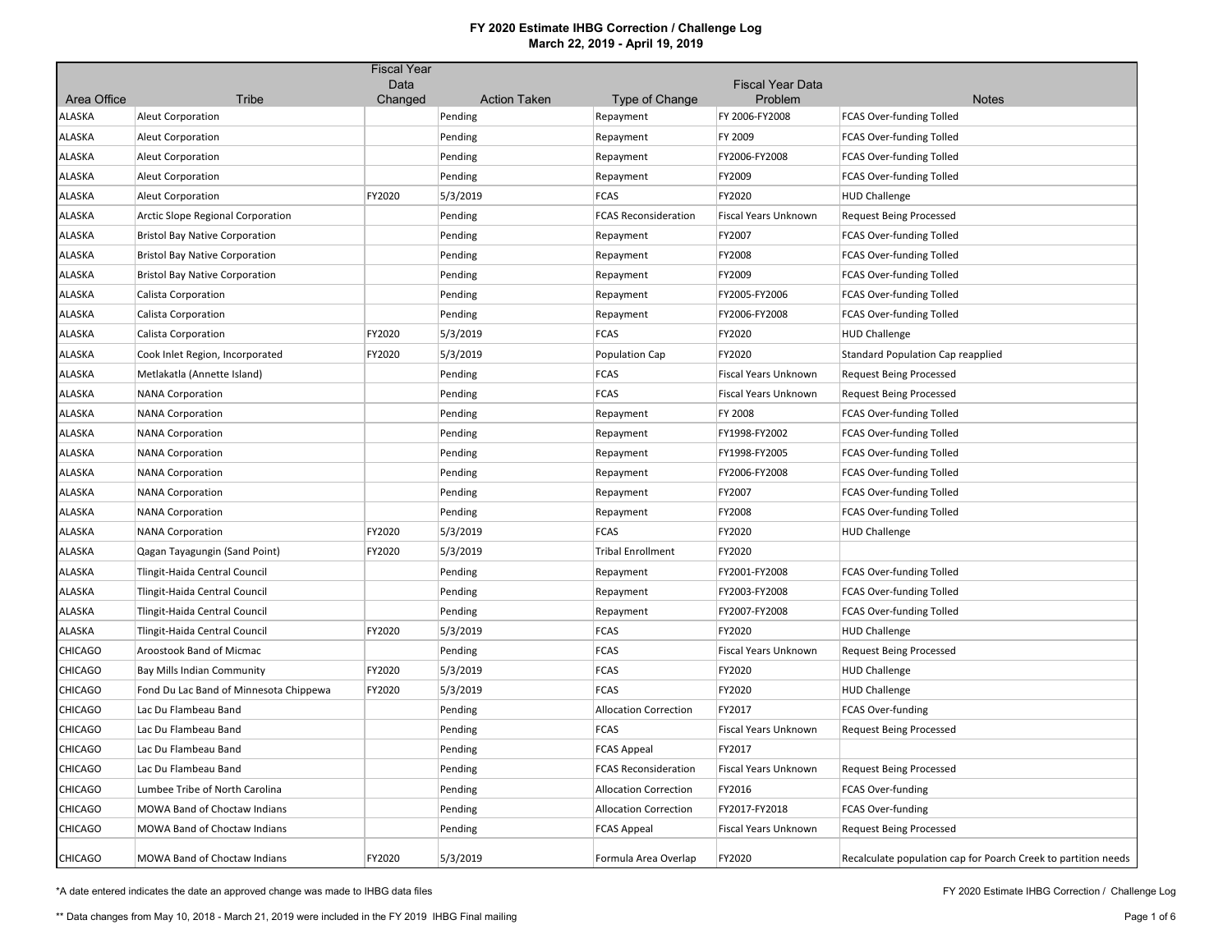# FY 2020 Estimate IHBG Correction / Challenge Log

## March 22, 2019 - April 19, 2019

| Area Office | Tribe | Fiscal Year Data Changed | Action Taken | Type of Change | Fiscal Year Data Problem | Notes |
|---|---|---|---|---|---|---|
| ALASKA | Aleut Corporation | | Pending | Repayment | FY 2006-FY2008 | FCAS Over-funding Tolled |
| ALASKA | Aleut Corporation | | Pending | Repayment | FY 2009 | FCAS Over-funding Tolled |
| ALASKA | Aleut Corporation | | Pending | Repayment | FY2006-FY2008 | FCAS Over-funding Tolled |
| ALASKA | Aleut Corporation | | Pending | Repayment | FY2009 | FCAS Over-funding Tolled |
| ALASKA | Aleut Corporation | FY2020 | 5/3/2019 | FCAS | FY2020 | HUD Challenge |
| ALASKA | Arctic Slope Regional Corporation | | Pending | FCAS Reconsideration | Fiscal Years Unknown | Request Being Processed |
| ALASKA | Bristol Bay Native Corporation | | Pending | Repayment | FY2007 | FCAS Over-funding Tolled |
| ALASKA | Bristol Bay Native Corporation | | Pending | Repayment | FY2008 | FCAS Over-funding Tolled |
| ALASKA | Bristol Bay Native Corporation | | Pending | Repayment | FY2009 | FCAS Over-funding Tolled |
| ALASKA | Calista Corporation | | Pending | Repayment | FY2005-FY2006 | FCAS Over-funding Tolled |
| ALASKA | Calista Corporation | | Pending | Repayment | FY2006-FY2008 | FCAS Over-funding Tolled |
| ALASKA | Calista Corporation | FY2020 | 5/3/2019 | FCAS | FY2020 | HUD Challenge |
| ALASKA | Cook Inlet Region, Incorporated | FY2020 | 5/3/2019 | Population Cap | FY2020 | Standard Population Cap reapplied |
| ALASKA | Metlakatla (Annette Island) | | Pending | FCAS | Fiscal Years Unknown | Request Being Processed |
| ALASKA | NANA Corporation | | Pending | FCAS | Fiscal Years Unknown | Request Being Processed |
| ALASKA | NANA Corporation | | Pending | Repayment | FY 2008 | FCAS Over-funding Tolled |
| ALASKA | NANA Corporation | | Pending | Repayment | FY1998-FY2002 | FCAS Over-funding Tolled |
| ALASKA | NANA Corporation | | Pending | Repayment | FY1998-FY2005 | FCAS Over-funding Tolled |
| ALASKA | NANA Corporation | | Pending | Repayment | FY2006-FY2008 | FCAS Over-funding Tolled |
| ALASKA | NANA Corporation | | Pending | Repayment | FY2007 | FCAS Over-funding Tolled |
| ALASKA | NANA Corporation | | Pending | Repayment | FY2008 | FCAS Over-funding Tolled |
| ALASKA | NANA Corporation | FY2020 | 5/3/2019 | FCAS | FY2020 | HUD Challenge |
| ALASKA | Qagan Tayagungin (Sand Point) | FY2020 | 5/3/2019 | Tribal Enrollment | FY2020 | |
| ALASKA | Tlingit-Haida Central Council | | Pending | Repayment | FY2001-FY2008 | FCAS Over-funding Tolled |
| ALASKA | Tlingit-Haida Central Council | | Pending | Repayment | FY2003-FY2008 | FCAS Over-funding Tolled |
| ALASKA | Tlingit-Haida Central Council | | Pending | Repayment | FY2007-FY2008 | FCAS Over-funding Tolled |
| ALASKA | Tlingit-Haida Central Council | FY2020 | 5/3/2019 | FCAS | FY2020 | HUD Challenge |
| CHICAGO | Aroostook Band of Micmac | | Pending | FCAS | Fiscal Years Unknown | Request Being Processed |
| CHICAGO | Bay Mills Indian Community | FY2020 | 5/3/2019 | FCAS | FY2020 | HUD Challenge |
| CHICAGO | Fond Du Lac Band of Minnesota Chippewa | FY2020 | 5/3/2019 | FCAS | FY2020 | HUD Challenge |
| CHICAGO | Lac Du Flambeau Band | | Pending | Allocation Correction | FY2017 | FCAS Over-funding |
| CHICAGO | Lac Du Flambeau Band | | Pending | FCAS | Fiscal Years Unknown | Request Being Processed |
| CHICAGO | Lac Du Flambeau Band | | Pending | FCAS Appeal | FY2017 | |
| CHICAGO | Lac Du Flambeau Band | | Pending | FCAS Reconsideration | Fiscal Years Unknown | Request Being Processed |
| CHICAGO | Lumbee Tribe of North Carolina | | Pending | Allocation Correction | FY2016 | FCAS Over-funding |
| CHICAGO | MOWA Band of Choctaw Indians | | Pending | Allocation Correction | FY2017-FY2018 | FCAS Over-funding |
| CHICAGO | MOWA Band of Choctaw Indians | | Pending | FCAS Appeal | Fiscal Years Unknown | Request Being Processed |
| CHICAGO | MOWA Band of Choctaw Indians | FY2020 | 5/3/2019 | Formula Area Overlap | FY2020 | Recalculate population cap for Poarch Creek to partition needs |

*A date entered indicates the date an approved change was made to IHBG data files

** Data changes from May 10, 2018 - March 21, 2019 were included in the FY 2019 IHBG Final mailing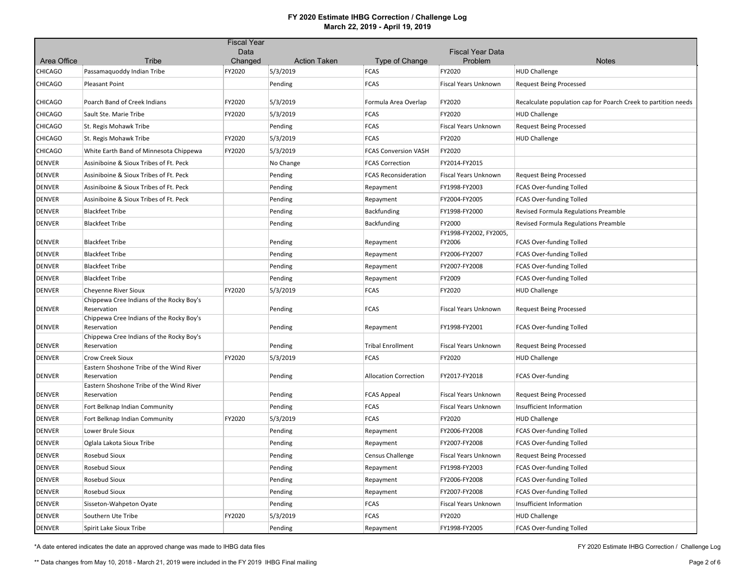# FY 2020 Estimate IHBG Correction / Challenge Log
## March 22, 2019 - April 19, 2019

| Area Office | Tribe | Fiscal Year Data Changed | Action Taken | Type of Change | Fiscal Year Data Problem | Notes |
|---|---|---|---|---|---|---|
| CHICAGO | Passamaquoddy Indian Tribe | FY2020 | 5/3/2019 | FCAS | FY2020 | HUD Challenge |
| CHICAGO | Pleasant Point | | Pending | FCAS | Fiscal Years Unknown | Request Being Processed |
| CHICAGO | Poarch Band of Creek Indians | FY2020 | 5/3/2019 | Formula Area Overlap | FY2020 | Recalculate population cap for Poarch Creek to partition needs |
| CHICAGO | Sault Ste. Marie Tribe | FY2020 | 5/3/2019 | FCAS | FY2020 | HUD Challenge |
| CHICAGO | St. Regis Mohawk Tribe | | Pending | FCAS | Fiscal Years Unknown | Request Being Processed |
| CHICAGO | St. Regis Mohawk Tribe | FY2020 | 5/3/2019 | FCAS | FY2020 | HUD Challenge |
| CHICAGO | White Earth Band of Minnesota Chippewa | FY2020 | 5/3/2019 | FCAS Conversion VASH | FY2020 | |
| DENVER | Assiniboine & Sioux Tribes of Ft. Peck | | No Change | FCAS Correction | FY2014-FY2015 | |
| DENVER | Assiniboine & Sioux Tribes of Ft. Peck | | Pending | FCAS Reconsideration | Fiscal Years Unknown | Request Being Processed |
| DENVER | Assiniboine & Sioux Tribes of Ft. Peck | | Pending | Repayment | FY1998-FY2003 | FCAS Over-funding Tolled |
| DENVER | Assiniboine & Sioux Tribes of Ft. Peck | | Pending | Repayment | FY2004-FY2005 | FCAS Over-funding Tolled |
| DENVER | Blackfeet Tribe | | Pending | Backfunding | FY1998-FY2000 | Revised Formula Regulations Preamble |
| DENVER | Blackfeet Tribe | | Pending | Backfunding | FY2000 | Revised Formula Regulations Preamble |
| DENVER | Blackfeet Tribe | | Pending | Repayment | FY1998-FY2002, FY2005, FY2006 | FCAS Over-funding Tolled |
| DENVER | Blackfeet Tribe | | Pending | Repayment | FY2006-FY2007 | FCAS Over-funding Tolled |
| DENVER | Blackfeet Tribe | | Pending | Repayment | FY2007-FY2008 | FCAS Over-funding Tolled |
| DENVER | Blackfeet Tribe | | Pending | Repayment | FY2009 | FCAS Over-funding Tolled |
| DENVER | Cheyenne River Sioux | FY2020 | 5/3/2019 | FCAS | FY2020 | HUD Challenge |
| DENVER | Chippewa Cree Indians of the Rocky Boy's Reservation | | Pending | FCAS | Fiscal Years Unknown | Request Being Processed |
| DENVER | Chippewa Cree Indians of the Rocky Boy's Reservation | | Pending | Repayment | FY1998-FY2001 | FCAS Over-funding Tolled |
| DENVER | Chippewa Cree Indians of the Rocky Boy's Reservation | | Pending | Tribal Enrollment | Fiscal Years Unknown | Request Being Processed |
| DENVER | Crow Creek Sioux | FY2020 | 5/3/2019 | FCAS | FY2020 | HUD Challenge |
| DENVER | Eastern Shoshone Tribe of the Wind River Reservation | | Pending | Allocation Correction | FY2017-FY2018 | FCAS Over-funding |
| DENVER | Eastern Shoshone Tribe of the Wind River Reservation | | Pending | FCAS Appeal | Fiscal Years Unknown | Request Being Processed |
| DENVER | Fort Belknap Indian Community | | Pending | FCAS | Fiscal Years Unknown | Insufficient Information |
| DENVER | Fort Belknap Indian Community | FY2020 | 5/3/2019 | FCAS | FY2020 | HUD Challenge |
| DENVER | Lower Brule Sioux | | Pending | Repayment | FY2006-FY2008 | FCAS Over-funding Tolled |
| DENVER | Oglala Lakota Sioux Tribe | | Pending | Repayment | FY2007-FY2008 | FCAS Over-funding Tolled |
| DENVER | Rosebud Sioux | | Pending | Census Challenge | Fiscal Years Unknown | Request Being Processed |
| DENVER | Rosebud Sioux | | Pending | Repayment | FY1998-FY2003 | FCAS Over-funding Tolled |
| DENVER | Rosebud Sioux | | Pending | Repayment | FY2006-FY2008 | FCAS Over-funding Tolled |
| DENVER | Rosebud Sioux | | Pending | Repayment | FY2007-FY2008 | FCAS Over-funding Tolled |
| DENVER | Sisseton-Wahpeton Oyate | | Pending | FCAS | Fiscal Years Unknown | Insufficient Information |
| DENVER | Southern Ute Tribe | FY2020 | 5/3/2019 | FCAS | FY2020 | HUD Challenge |
| DENVER | Spirit Lake Sioux Tribe | | Pending | Repayment | FY1998-FY2005 | FCAS Over-funding Tolled |

*A date entered indicates the date an approved change was made to IHBG data files

** Data changes from May 10, 2018 - March 21, 2019 were included in the FY 2019 IHBG Final mailing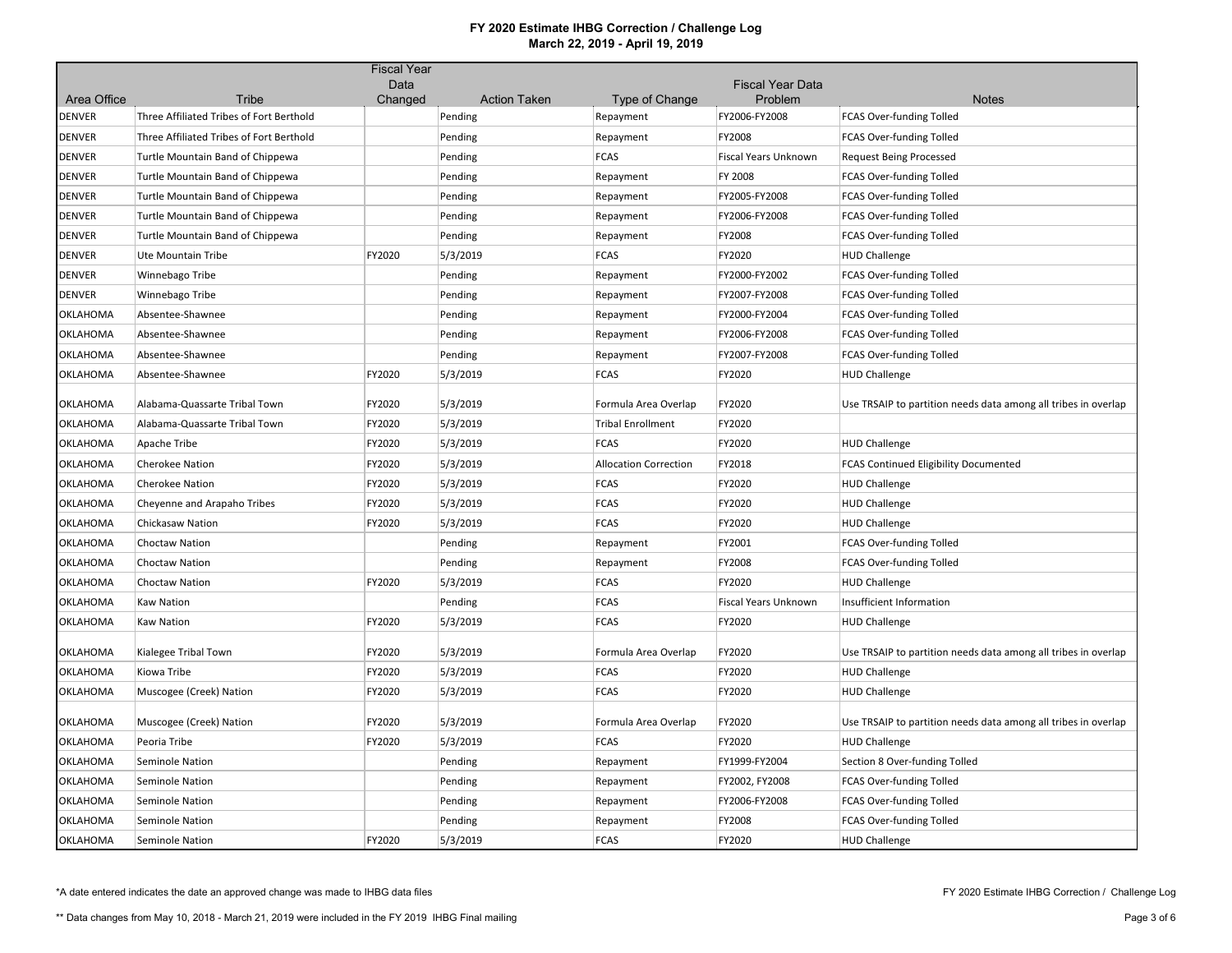# FY 2020 Estimate IHBG Correction / Challenge Log
## March 22, 2019 - April 19, 2019

| Area Office | Tribe | Fiscal Year Data Changed | Action Taken | Type of Change | Fiscal Year Data Problem | Notes |
|---|---|---|---|---|---|---|
| DENVER | Three Affiliated Tribes of Fort Berthold | | Pending | Repayment | FY2006-FY2008 | FCAS Over-funding Tolled |
| DENVER | Three Affiliated Tribes of Fort Berthold | | Pending | Repayment | FY2008 | FCAS Over-funding Tolled |
| DENVER | Turtle Mountain Band of Chippewa | | Pending | FCAS | Fiscal Years Unknown | Request Being Processed |
| DENVER | Turtle Mountain Band of Chippewa | | Pending | Repayment | FY 2008 | FCAS Over-funding Tolled |
| DENVER | Turtle Mountain Band of Chippewa | | Pending | Repayment | FY2005-FY2008 | FCAS Over-funding Tolled |
| DENVER | Turtle Mountain Band of Chippewa | | Pending | Repayment | FY2006-FY2008 | FCAS Over-funding Tolled |
| DENVER | Turtle Mountain Band of Chippewa | | Pending | Repayment | FY2008 | FCAS Over-funding Tolled |
| DENVER | Ute Mountain Tribe | FY2020 | 5/3/2019 | FCAS | FY2020 | HUD Challenge |
| DENVER | Winnebago Tribe | | Pending | Repayment | FY2000-FY2002 | FCAS Over-funding Tolled |
| DENVER | Winnebago Tribe | | Pending | Repayment | FY2007-FY2008 | FCAS Over-funding Tolled |
| OKLAHOMA | Absentee-Shawnee | | Pending | Repayment | FY2000-FY2004 | FCAS Over-funding Tolled |
| OKLAHOMA | Absentee-Shawnee | | Pending | Repayment | FY2006-FY2008 | FCAS Over-funding Tolled |
| OKLAHOMA | Absentee-Shawnee | | Pending | Repayment | FY2007-FY2008 | FCAS Over-funding Tolled |
| OKLAHOMA | Absentee-Shawnee | FY2020 | 5/3/2019 | FCAS | FY2020 | HUD Challenge |
| OKLAHOMA | Alabama-Quassarte Tribal Town | FY2020 | 5/3/2019 | Formula Area Overlap | FY2020 | Use TRSAIP to partition needs data among all tribes in overlap |
| OKLAHOMA | Alabama-Quassarte Tribal Town | FY2020 | 5/3/2019 | Tribal Enrollment | FY2020 | |
| OKLAHOMA | Apache Tribe | FY2020 | 5/3/2019 | FCAS | FY2020 | HUD Challenge |
| OKLAHOMA | Cherokee Nation | FY2020 | 5/3/2019 | Allocation Correction | FY2018 | FCAS Continued Eligibility Documented |
| OKLAHOMA | Cherokee Nation | FY2020 | 5/3/2019 | FCAS | FY2020 | HUD Challenge |
| OKLAHOMA | Cheyenne and Arapaho Tribes | FY2020 | 5/3/2019 | FCAS | FY2020 | HUD Challenge |
| OKLAHOMA | Chickasaw Nation | FY2020 | 5/3/2019 | FCAS | FY2020 | HUD Challenge |
| OKLAHOMA | Choctaw Nation | | Pending | Repayment | FY2001 | FCAS Over-funding Tolled |
| OKLAHOMA | Choctaw Nation | | Pending | Repayment | FY2008 | FCAS Over-funding Tolled |
| OKLAHOMA | Choctaw Nation | FY2020 | 5/3/2019 | FCAS | FY2020 | HUD Challenge |
| OKLAHOMA | Kaw Nation | | Pending | FCAS | Fiscal Years Unknown | Insufficient Information |
| OKLAHOMA | Kaw Nation | FY2020 | 5/3/2019 | FCAS | FY2020 | HUD Challenge |
| OKLAHOMA | Kialegee Tribal Town | FY2020 | 5/3/2019 | Formula Area Overlap | FY2020 | Use TRSAIP to partition needs data among all tribes in overlap |
| OKLAHOMA | Kiowa Tribe | FY2020 | 5/3/2019 | FCAS | FY2020 | HUD Challenge |
| OKLAHOMA | Muscogee (Creek) Nation | FY2020 | 5/3/2019 | FCAS | FY2020 | HUD Challenge |
| OKLAHOMA | Muscogee (Creek) Nation | FY2020 | 5/3/2019 | Formula Area Overlap | FY2020 | Use TRSAIP to partition needs data among all tribes in overlap |
| OKLAHOMA | Peoria Tribe | FY2020 | 5/3/2019 | FCAS | FY2020 | HUD Challenge |
| OKLAHOMA | Seminole Nation | | Pending | Repayment | FY1999-FY2004 | Section 8 Over-funding Tolled |
| OKLAHOMA | Seminole Nation | | Pending | Repayment | FY2002, FY2008 | FCAS Over-funding Tolled |
| OKLAHOMA | Seminole Nation | | Pending | Repayment | FY2006-FY2008 | FCAS Over-funding Tolled |
| OKLAHOMA | Seminole Nation | | Pending | Repayment | FY2008 | FCAS Over-funding Tolled |
| OKLAHOMA | Seminole Nation | FY2020 | 5/3/2019 | FCAS | FY2020 | HUD Challenge |

*A date entered indicates the date an approved change was made to IHBG data files

** Data changes from May 10, 2018 - March 21, 2019 were included in the FY 2019 IHBG Final mailing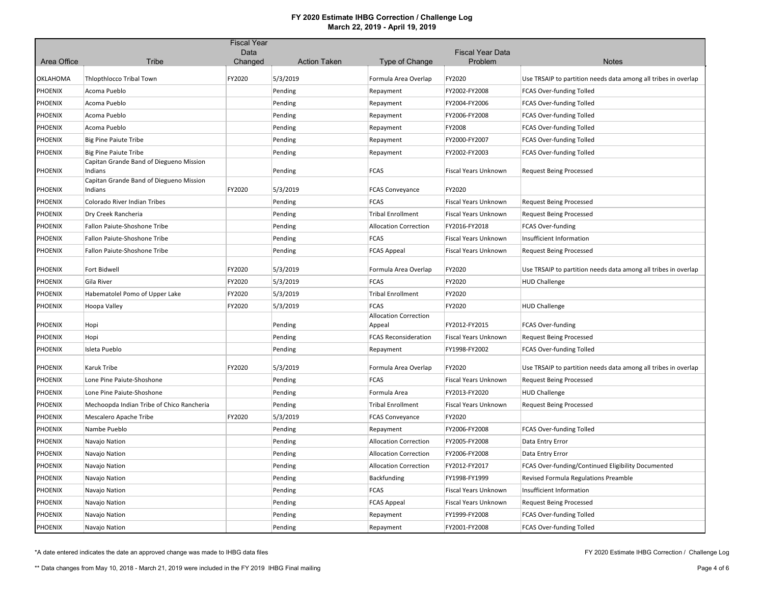# FY 2020 Estimate IHBG Correction / Challenge Log

## March 22, 2019 - April 19, 2019

| Area Office | Tribe | Fiscal Year Data Changed | Action Taken | Type of Change | Fiscal Year Data Problem | Notes |
|---|---|---|---|---|---|---|
| OKLAHOMA | Thlopthlocco Tribal Town | FY2020 | 5/3/2019 | Formula Area Overlap | FY2020 | Use TRSAIP to partition needs data among all tribes in overlap |
| PHOENIX | Acoma Pueblo | | Pending | Repayment | FY2002-FY2008 | FCAS Over-funding Tolled |
| PHOENIX | Acoma Pueblo | | Pending | Repayment | FY2004-FY2006 | FCAS Over-funding Tolled |
| PHOENIX | Acoma Pueblo | | Pending | Repayment | FY2006-FY2008 | FCAS Over-funding Tolled |
| PHOENIX | Acoma Pueblo | | Pending | Repayment | FY2008 | FCAS Over-funding Tolled |
| PHOENIX | Big Pine Paiute Tribe | | Pending | Repayment | FY2000-FY2007 | FCAS Over-funding Tolled |
| PHOENIX | Big Pine Paiute Tribe | | Pending | Repayment | FY2002-FY2003 | FCAS Over-funding Tolled |
| PHOENIX | Capitan Grande Band of Diegueno Mission Indians | | Pending | FCAS | Fiscal Years Unknown | Request Being Processed |
| PHOENIX | Capitan Grande Band of Diegueno Mission Indians | FY2020 | 5/3/2019 | FCAS Conveyance | FY2020 | |
| PHOENIX | Colorado River Indian Tribes | | Pending | FCAS | Fiscal Years Unknown | Request Being Processed |
| PHOENIX | Dry Creek Rancheria | | Pending | Tribal Enrollment | Fiscal Years Unknown | Request Being Processed |
| PHOENIX | Fallon Paiute-Shoshone Tribe | | Pending | Allocation Correction | FY2016-FY2018 | FCAS Over-funding |
| PHOENIX | Fallon Paiute-Shoshone Tribe | | Pending | FCAS | Fiscal Years Unknown | Insufficient Information |
| PHOENIX | Fallon Paiute-Shoshone Tribe | | Pending | FCAS Appeal | Fiscal Years Unknown | Request Being Processed |
| PHOENIX | Fort Bidwell | FY2020 | 5/3/2019 | Formula Area Overlap | FY2020 | Use TRSAIP to partition needs data among all tribes in overlap |
| PHOENIX | Gila River | FY2020 | 5/3/2019 | FCAS | FY2020 | HUD Challenge |
| PHOENIX | Habematolel Pomo of Upper Lake | FY2020 | 5/3/2019 | Tribal Enrollment | FY2020 | |
| PHOENIX | Hoopa Valley | FY2020 | 5/3/2019 | FCAS | FY2020 | HUD Challenge |
| PHOENIX | Hopi | | Pending | Allocation Correction Appeal | FY2012-FY2015 | FCAS Over-funding |
| PHOENIX | Hopi | | Pending | FCAS Reconsideration | Fiscal Years Unknown | Request Being Processed |
| PHOENIX | Isleta Pueblo | | Pending | Repayment | FY1998-FY2002 | FCAS Over-funding Tolled |
| PHOENIX | Karuk Tribe | FY2020 | 5/3/2019 | Formula Area Overlap | FY2020 | Use TRSAIP to partition needs data among all tribes in overlap |
| PHOENIX | Lone Pine Paiute-Shoshone | | Pending | FCAS | Fiscal Years Unknown | Request Being Processed |
| PHOENIX | Lone Pine Paiute-Shoshone | | Pending | Formula Area | FY2013-FY2020 | HUD Challenge |
| PHOENIX | Mechoopda Indian Tribe of Chico Rancheria | | Pending | Tribal Enrollment | Fiscal Years Unknown | Request Being Processed |
| PHOENIX | Mescalero Apache Tribe | FY2020 | 5/3/2019 | FCAS Conveyance | FY2020 | |
| PHOENIX | Nambe Pueblo | | Pending | Repayment | FY2006-FY2008 | FCAS Over-funding Tolled |
| PHOENIX | Navajo Nation | | Pending | Allocation Correction | FY2005-FY2008 | Data Entry Error |
| PHOENIX | Navajo Nation | | Pending | Allocation Correction | FY2006-FY2008 | Data Entry Error |
| PHOENIX | Navajo Nation | | Pending | Allocation Correction | FY2012-FY2017 | FCAS Over-funding/Continued Eligibility Documented |
| PHOENIX | Navajo Nation | | Pending | Backfunding | FY1998-FY1999 | Revised Formula Regulations Preamble |
| PHOENIX | Navajo Nation | | Pending | FCAS | Fiscal Years Unknown | Insufficient Information |
| PHOENIX | Navajo Nation | | Pending | FCAS Appeal | Fiscal Years Unknown | Request Being Processed |
| PHOENIX | Navajo Nation | | Pending | Repayment | FY1999-FY2008 | FCAS Over-funding Tolled |
| PHOENIX | Navajo Nation | | Pending | Repayment | FY2001-FY2008 | FCAS Over-funding Tolled |

*A date entered indicates the date an approved change was made to IHBG data files

** Data changes from May 10, 2018 - March 21, 2019 were included in the FY 2019 IHBG Final mailing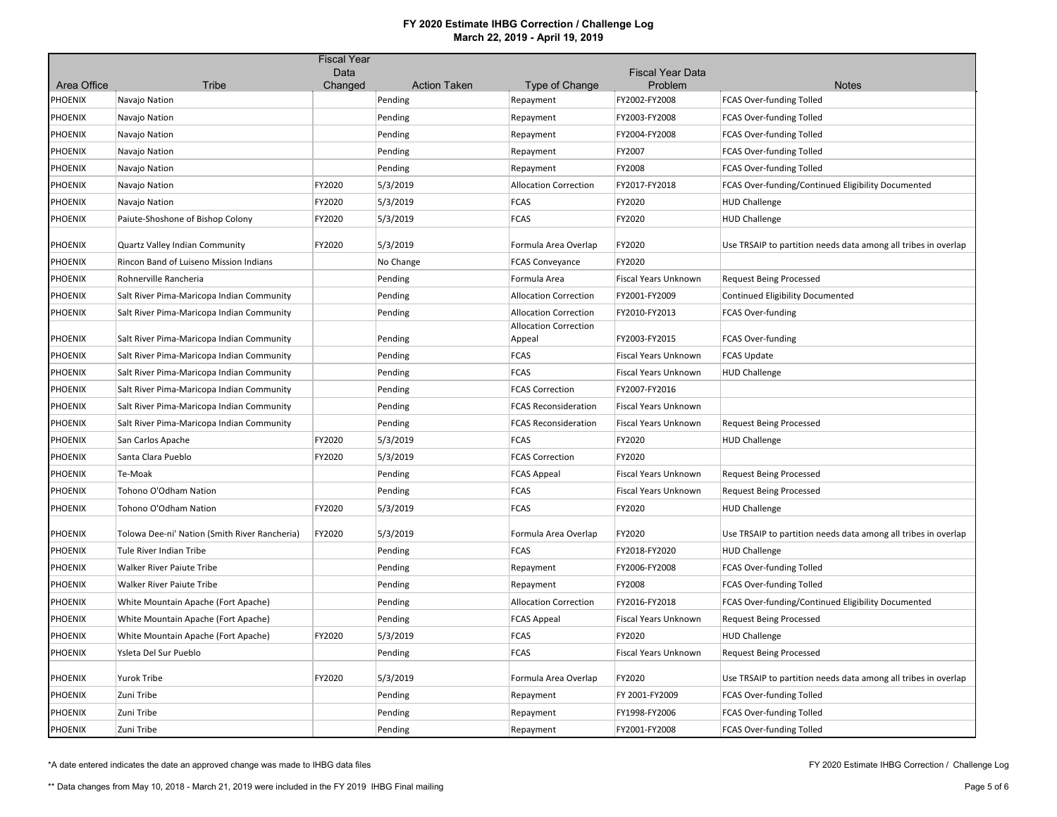# FY 2020 Estimate IHBG Correction / Challenge Log
## March 22, 2019 - April 19, 2019

| Area Office | Tribe | Fiscal Year Data Changed | Action Taken | Type of Change | Fiscal Year Data Problem | Notes |
|---|---|---|---|---|---|---|
| PHOENIX | Navajo Nation | | Pending | Repayment | FY2002-FY2008 | FCAS Over-funding Tolled |
| PHOENIX | Navajo Nation | | Pending | Repayment | FY2003-FY2008 | FCAS Over-funding Tolled |
| PHOENIX | Navajo Nation | | Pending | Repayment | FY2004-FY2008 | FCAS Over-funding Tolled |
| PHOENIX | Navajo Nation | | Pending | Repayment | FY2007 | FCAS Over-funding Tolled |
| PHOENIX | Navajo Nation | | Pending | Repayment | FY2008 | FCAS Over-funding Tolled |
| PHOENIX | Navajo Nation | FY2020 | 5/3/2019 | Allocation Correction | FY2017-FY2018 | FCAS Over-funding/Continued Eligibility Documented |
| PHOENIX | Navajo Nation | FY2020 | 5/3/2019 | FCAS | FY2020 | HUD Challenge |
| PHOENIX | Paiute-Shoshone of Bishop Colony | FY2020 | 5/3/2019 | FCAS | FY2020 | HUD Challenge |
| PHOENIX | Quartz Valley Indian Community | FY2020 | 5/3/2019 | Formula Area Overlap | FY2020 | Use TRSAIP to partition needs data among all tribes in overlap |
| PHOENIX | Rincon Band of Luiseno Mission Indians | | No Change | FCAS Conveyance | FY2020 | |
| PHOENIX | Rohnerville Rancheria | | Pending | Formula Area | Fiscal Years Unknown | Request Being Processed |
| PHOENIX | Salt River Pima-Maricopa Indian Community | | Pending | Allocation Correction | FY2001-FY2009 | Continued Eligibility Documented |
| PHOENIX | Salt River Pima-Maricopa Indian Community | | Pending | Allocation Correction | FY2010-FY2013 | FCAS Over-funding |
| PHOENIX | Salt River Pima-Maricopa Indian Community | | Pending | Allocation Correction Appeal | FY2003-FY2015 | FCAS Over-funding |
| PHOENIX | Salt River Pima-Maricopa Indian Community | | Pending | FCAS | Fiscal Years Unknown | FCAS Update |
| PHOENIX | Salt River Pima-Maricopa Indian Community | | Pending | FCAS | Fiscal Years Unknown | HUD Challenge |
| PHOENIX | Salt River Pima-Maricopa Indian Community | | Pending | FCAS Correction | FY2007-FY2016 | |
| PHOENIX | Salt River Pima-Maricopa Indian Community | | Pending | FCAS Reconsideration | Fiscal Years Unknown | |
| PHOENIX | Salt River Pima-Maricopa Indian Community | | Pending | FCAS Reconsideration | Fiscal Years Unknown | Request Being Processed |
| PHOENIX | San Carlos Apache | FY2020 | 5/3/2019 | FCAS | FY2020 | HUD Challenge |
| PHOENIX | Santa Clara Pueblo | FY2020 | 5/3/2019 | FCAS Correction | FY2020 | |
| PHOENIX | Te-Moak | | Pending | FCAS Appeal | Fiscal Years Unknown | Request Being Processed |
| PHOENIX | Tohono O'Odham Nation | | Pending | FCAS | Fiscal Years Unknown | Request Being Processed |
| PHOENIX | Tohono O'Odham Nation | FY2020 | 5/3/2019 | FCAS | FY2020 | HUD Challenge |
| PHOENIX | Tolowa Dee-ni' Nation (Smith River Rancheria) | FY2020 | 5/3/2019 | Formula Area Overlap | FY2020 | Use TRSAIP to partition needs data among all tribes in overlap |
| PHOENIX | Tule River Indian Tribe | | Pending | FCAS | FY2018-FY2020 | HUD Challenge |
| PHOENIX | Walker River Paiute Tribe | | Pending | Repayment | FY2006-FY2008 | FCAS Over-funding Tolled |
| PHOENIX | Walker River Paiute Tribe | | Pending | Repayment | FY2008 | FCAS Over-funding Tolled |
| PHOENIX | White Mountain Apache (Fort Apache) | | Pending | Allocation Correction | FY2016-FY2018 | FCAS Over-funding/Continued Eligibility Documented |
| PHOENIX | White Mountain Apache (Fort Apache) | | Pending | FCAS Appeal | Fiscal Years Unknown | Request Being Processed |
| PHOENIX | White Mountain Apache (Fort Apache) | FY2020 | 5/3/2019 | FCAS | FY2020 | HUD Challenge |
| PHOENIX | Ysleta Del Sur Pueblo | | Pending | FCAS | Fiscal Years Unknown | Request Being Processed |
| PHOENIX | Yurok Tribe | FY2020 | 5/3/2019 | Formula Area Overlap | FY2020 | Use TRSAIP to partition needs data among all tribes in overlap |
| PHOENIX | Zuni Tribe | | Pending | Repayment | FY 2001-FY2009 | FCAS Over-funding Tolled |
| PHOENIX | Zuni Tribe | | Pending | Repayment | FY1998-FY2006 | FCAS Over-funding Tolled |
| PHOENIX | Zuni Tribe | | Pending | Repayment | FY2001-FY2008 | FCAS Over-funding Tolled |

*A date entered indicates the date an approved change was made to IHBG data files

** Data changes from May 10, 2018 - March 21, 2019 were included in the FY 2019 IHBG Final mailing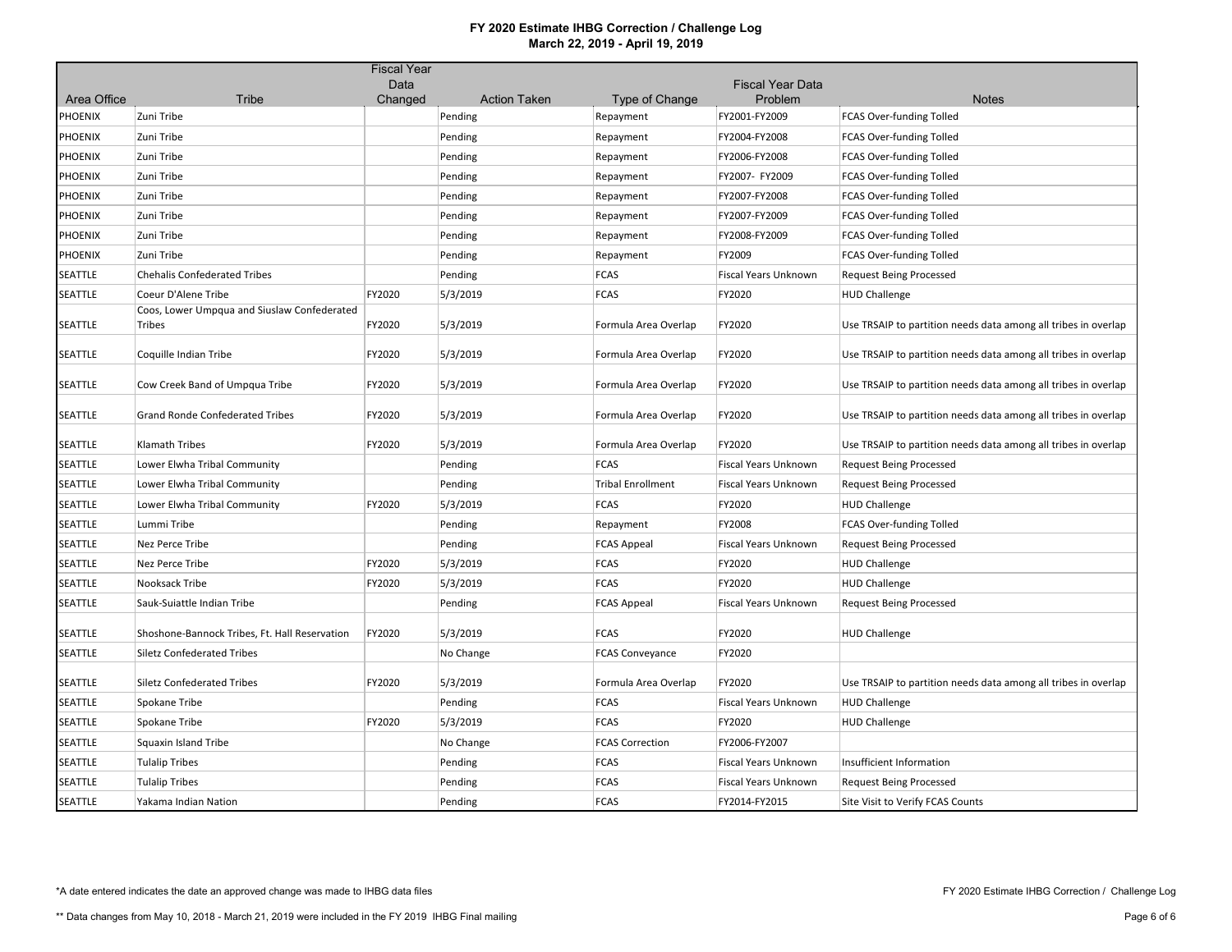# FY 2020 Estimate IHBG Correction / Challenge Log
## March 22, 2019 - April 19, 2019

| Area Office | Tribe | Fiscal Year Data Changed | Action Taken | Type of Change | Fiscal Year Data Problem | Notes |
|---|---|---|---|---|---|---|
| PHOENIX | Zuni Tribe | | Pending | Repayment | FY2001-FY2009 | FCAS Over-funding Tolled |
| PHOENIX | Zuni Tribe | | Pending | Repayment | FY2004-FY2008 | FCAS Over-funding Tolled |
| PHOENIX | Zuni Tribe | | Pending | Repayment | FY2006-FY2008 | FCAS Over-funding Tolled |
| PHOENIX | Zuni Tribe | | Pending | Repayment | FY2007- FY2009 | FCAS Over-funding Tolled |
| PHOENIX | Zuni Tribe | | Pending | Repayment | FY2007-FY2008 | FCAS Over-funding Tolled |
| PHOENIX | Zuni Tribe | | Pending | Repayment | FY2007-FY2009 | FCAS Over-funding Tolled |
| PHOENIX | Zuni Tribe | | Pending | Repayment | FY2008-FY2009 | FCAS Over-funding Tolled |
| PHOENIX | Zuni Tribe | | Pending | Repayment | FY2009 | FCAS Over-funding Tolled |
| SEATTLE | Chehalis Confederated Tribes | | Pending | FCAS | Fiscal Years Unknown | Request Being Processed |
| SEATTLE | Coeur D'Alene Tribe | FY2020 | 5/3/2019 | FCAS | FY2020 | HUD Challenge |
| SEATTLE | Coos, Lower Umpqua and Siuslaw Confederated Tribes | FY2020 | 5/3/2019 | Formula Area Overlap | FY2020 | Use TRSAIP to partition needs data among all tribes in overlap |
| SEATTLE | Coquille Indian Tribe | FY2020 | 5/3/2019 | Formula Area Overlap | FY2020 | Use TRSAIP to partition needs data among all tribes in overlap |
| SEATTLE | Cow Creek Band of Umpqua Tribe | FY2020 | 5/3/2019 | Formula Area Overlap | FY2020 | Use TRSAIP to partition needs data among all tribes in overlap |
| SEATTLE | Grand Ronde Confederated Tribes | FY2020 | 5/3/2019 | Formula Area Overlap | FY2020 | Use TRSAIP to partition needs data among all tribes in overlap |
| SEATTLE | Klamath Tribes | FY2020 | 5/3/2019 | Formula Area Overlap | FY2020 | Use TRSAIP to partition needs data among all tribes in overlap |
| SEATTLE | Lower Elwha Tribal Community | | Pending | FCAS | Fiscal Years Unknown | Request Being Processed |
| SEATTLE | Lower Elwha Tribal Community | | Pending | Tribal Enrollment | Fiscal Years Unknown | Request Being Processed |
| SEATTLE | Lower Elwha Tribal Community | FY2020 | 5/3/2019 | FCAS | FY2020 | HUD Challenge |
| SEATTLE | Lummi Tribe | | Pending | Repayment | FY2008 | FCAS Over-funding Tolled |
| SEATTLE | Nez Perce Tribe | | Pending | FCAS Appeal | Fiscal Years Unknown | Request Being Processed |
| SEATTLE | Nez Perce Tribe | FY2020 | 5/3/2019 | FCAS | FY2020 | HUD Challenge |
| SEATTLE | Nooksack Tribe | FY2020 | 5/3/2019 | FCAS | FY2020 | HUD Challenge |
| SEATTLE | Sauk-Suiattle Indian Tribe | | Pending | FCAS Appeal | Fiscal Years Unknown | Request Being Processed |
| SEATTLE | Shoshone-Bannock Tribes, Ft. Hall Reservation | FY2020 | 5/3/2019 | FCAS | FY2020 | HUD Challenge |
| SEATTLE | Siletz Confederated Tribes | | No Change | FCAS Conveyance | FY2020 | |
| SEATTLE | Siletz Confederated Tribes | FY2020 | 5/3/2019 | Formula Area Overlap | FY2020 | Use TRSAIP to partition needs data among all tribes in overlap |
| SEATTLE | Spokane Tribe | | Pending | FCAS | Fiscal Years Unknown | HUD Challenge |
| SEATTLE | Spokane Tribe | FY2020 | 5/3/2019 | FCAS | FY2020 | HUD Challenge |
| SEATTLE | Squaxin Island Tribe | | No Change | FCAS Correction | FY2006-FY2007 | |
| SEATTLE | Tulalip Tribes | | Pending | FCAS | Fiscal Years Unknown | Insufficient Information |
| SEATTLE | Tulalip Tribes | | Pending | FCAS | Fiscal Years Unknown | Request Being Processed |
| SEATTLE | Yakama Indian Nation | | Pending | FCAS | FY2014-FY2015 | Site Visit to Verify FCAS Counts |

*A date entered indicates the date an approved change was made to IHBG data files

** Data changes from May 10, 2018 - March 21, 2019 were included in the FY 2019 IHBG Final mailing